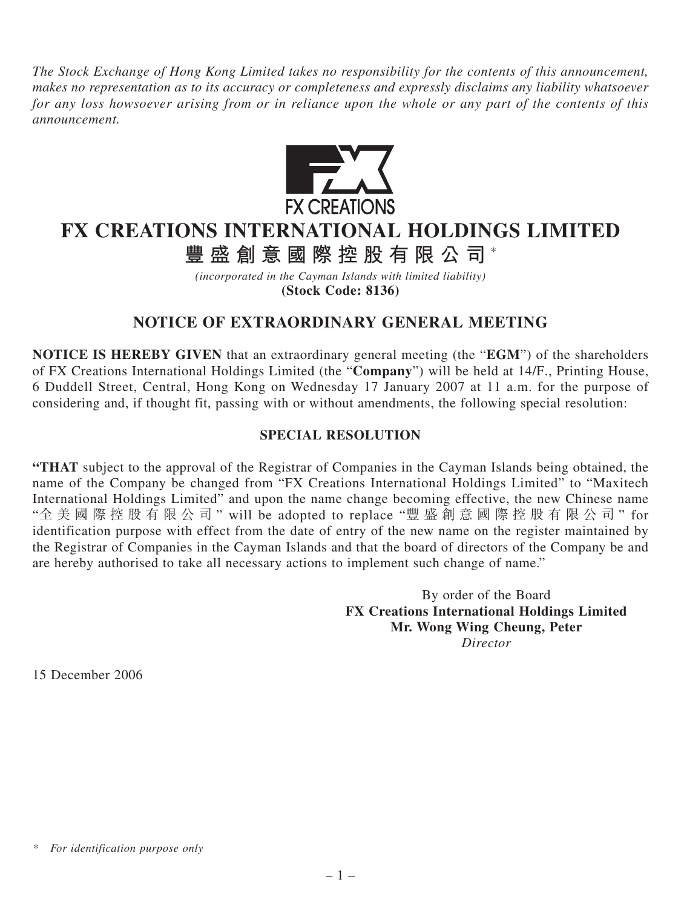*The Stock Exchange of Hong Kong Limited takes no responsibility for the contents of this announcement, makes no representation as to its accuracy or completeness and expressly disclaims any liability whatsoever for any loss howsoever arising from or in reliance upon the whole or any part of the contents of this announcement.*

FX CREATIONS

# FX CREATIONS INTERNATIONAL HOLDINGS LIMITED

# 豐盛創意國際控股有限公司*

*(incorporated in the Cayman Islands with limited liability)*

**(Stock Code: 8136)**

## NOTICE OF EXTRAORDINARY GENERAL MEETING

**NOTICE IS HEREBY GIVEN** that an extraordinary general meeting (the "**EGM**") of the shareholders of FX Creations International Holdings Limited (the "**Company**") will be held at 14/F., Printing House, 6 Duddell Street, Central, Hong Kong on Wednesday 17 January 2007 at 11 a.m. for the purpose of considering and, if thought fit, passing with or without amendments, the following special resolution:

### SPECIAL RESOLUTION

"**THAT** subject to the approval of the Registrar of Companies in the Cayman Islands being obtained, the name of the Company be changed from "FX Creations International Holdings Limited" to "Maxitech International Holdings Limited" and upon the name change becoming effective, the new Chinese name "全美國際控股有限公司" will be adopted to replace "豐盛創意國際控股有限公司" for identification purpose with effect from the date of entry of the new name on the register maintained by the Registrar of Companies in the Cayman Islands and that the board of directors of the Company be and are hereby authorised to take all necessary actions to implement such change of name."

By order of the Board
**FX Creations International Holdings Limited**
**Mr. Wong Wing Cheung, Peter**
*Director*

15 December 2006

\* *For identification purpose only*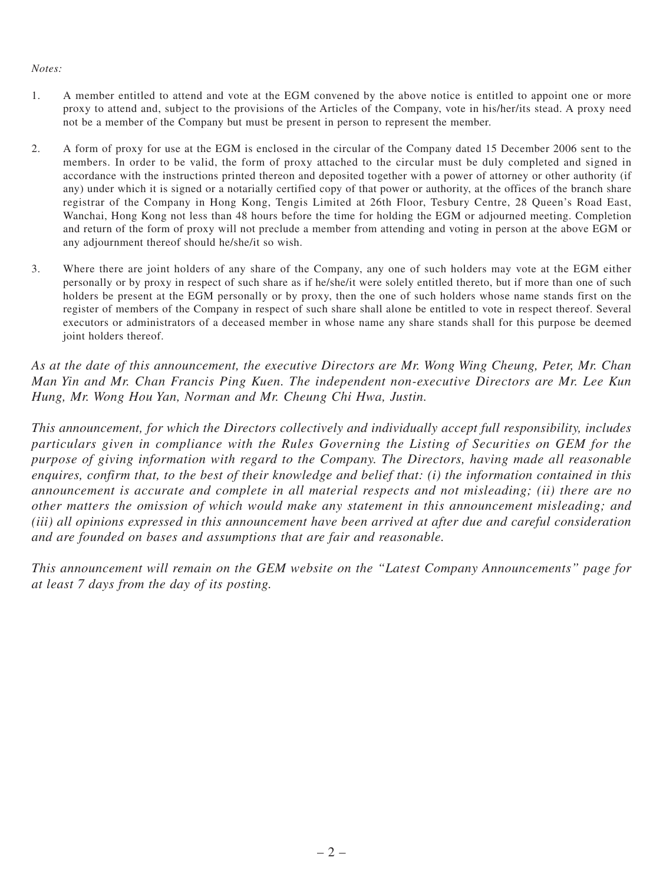*Notes:*

1. A member entitled to attend and vote at the EGM convened by the above notice is entitled to appoint one or more proxy to attend and, subject to the provisions of the Articles of the Company, vote in his/her/its stead. A proxy need not be a member of the Company but must be present in person to represent the member.

2. A form of proxy for use at the EGM is enclosed in the circular of the Company dated 15 December 2006 sent to the members. In order to be valid, the form of proxy attached to the circular must be duly completed and signed in accordance with the instructions printed thereon and deposited together with a power of attorney or other authority (if any) under which it is signed or a notarially certified copy of that power or authority, at the offices of the branch share registrar of the Company in Hong Kong, Tengis Limited at 26th Floor, Tesbury Centre, 28 Queen's Road East, Wanchai, Hong Kong not less than 48 hours before the time for holding the EGM or adjourned meeting. Completion and return of the form of proxy will not preclude a member from attending and voting in person at the above EGM or any adjournment thereof should he/she/it so wish.

3. Where there are joint holders of any share of the Company, any one of such holders may vote at the EGM either personally or by proxy in respect of such share as if he/she/it were solely entitled thereto, but if more than one of such holders be present at the EGM personally or by proxy, then the one of such holders whose name stands first on the register of members of the Company in respect of such share shall alone be entitled to vote in respect thereof. Several executors or administrators of a deceased member in whose name any share stands shall for this purpose be deemed joint holders thereof.

*As at the date of this announcement, the executive Directors are Mr. Wong Wing Cheung, Peter, Mr. Chan Man Yin and Mr. Chan Francis Ping Kuen. The independent non-executive Directors are Mr. Lee Kun Hung, Mr. Wong Hou Yan, Norman and Mr. Cheung Chi Hwa, Justin.*

*This announcement, for which the Directors collectively and individually accept full responsibility, includes particulars given in compliance with the Rules Governing the Listing of Securities on GEM for the purpose of giving information with regard to the Company. The Directors, having made all reasonable enquires, confirm that, to the best of their knowledge and belief that: (i) the information contained in this announcement is accurate and complete in all material respects and not misleading; (ii) there are no other matters the omission of which would make any statement in this announcement misleading; and (iii) all opinions expressed in this announcement have been arrived at after due and careful consideration and are founded on bases and assumptions that are fair and reasonable.*

*This announcement will remain on the GEM website on the "Latest Company Announcements" page for at least 7 days from the day of its posting.*